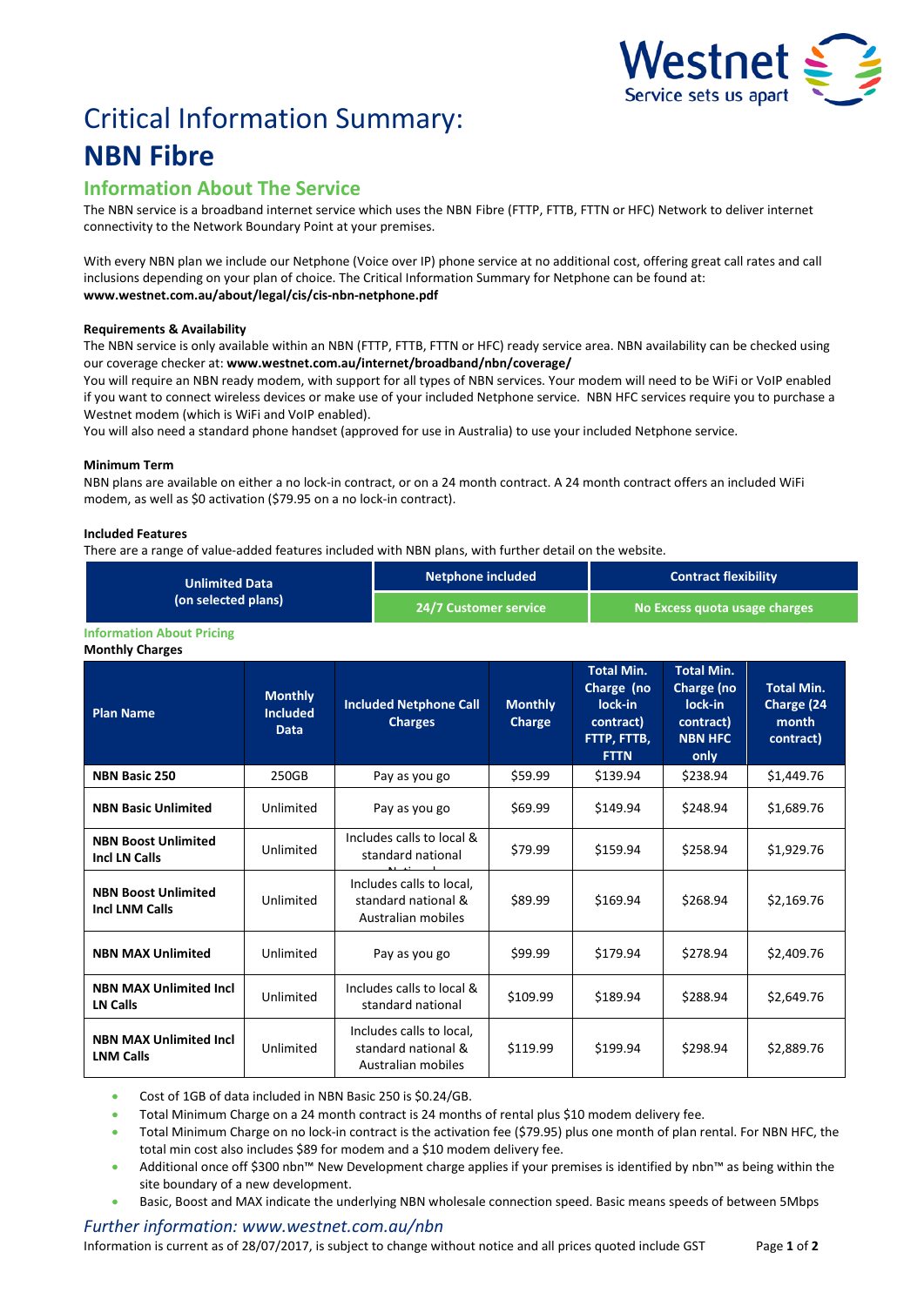# Critical Information Summary:

# NBN Fibre

## Information About The Service

The NBN service is a broadband internet service which uses the NBN Fibre (FTTP, FTTB, FTTN or HFC) Network to deliver internet connectivity to the Network Boundary Point at your premises.

With every NBN plan we include our Netphone (Voice over IP) phone service at no additional cost, offering great call rates and call inclusions depending on your plan of choice. The Critical Information Summary for Netphone can be found at:
**www.westnet.com.au/about/legal/cis/cis-nbn-netphone.pdf**

#### Requirements & Availability

The NBN service is only available within an NBN (FTTP, FTTB, FTTN or HFC) ready service area. NBN availability can be checked using our coverage checker at: **www.westnet.com.au/internet/broadband/nbn/coverage/**
You will require an NBN ready modem, with support for all types of NBN services. Your modem will need to be WiFi or VoIP enabled if you want to connect wireless devices or make use of your included Netphone service. NBN HFC services require you to purchase a Westnet modem (which is WiFi and VoIP enabled).
You will also need a standard phone handset (approved for use in Australia) to use your included Netphone service.

#### Minimum Term

NBN plans are available on either a no lock-in contract, or on a 24 month contract. A 24 month contract offers an included WiFi modem, as well as $0 activation ($79.95 on a no lock-in contract).

#### Included Features

There are a range of value-added features included with NBN plans, with further detail on the website.

| Unlimited Data (on selected plans) | Netphone included | Contract flexibility |
|---|---|---|
| | 24/7 Customer service | No Excess quota usage charges |

### Information About Pricing

**Monthly Charges**

| Plan Name | Monthly Included Data | Included Netphone Call Charges | Monthly Charge | Total Min. Charge (no lock-in contract) FTTP, FTTB, FTTN | Total Min. Charge (no lock-in contract) NBN HFC only | Total Min. Charge (24 month contract) |
|---|---|---|---|---|---|---|
| **NBN Basic 250** | 250GB | Pay as you go | $59.99 | $139.94 | $238.94 | $1,449.76 |
| **NBN Basic Unlimited** | Unlimited | Pay as you go | $69.99 | $149.94 | $248.94 | $1,689.76 |
| **NBN Boost Unlimited Incl LN Calls** | Unlimited | Includes calls to local & standard national | $79.99 | $159.94 | $258.94 | $1,929.76 |
| **NBN Boost Unlimited Incl LNM Calls** | Unlimited | Includes calls to local, standard national & Australian mobiles | $89.99 | $169.94 | $268.94 | $2,169.76 |
| **NBN MAX Unlimited** | Unlimited | Pay as you go | $99.99 | $179.94 | $278.94 | $2,409.76 |
| **NBN MAX Unlimited Incl LN Calls** | Unlimited | Includes calls to local & standard national | $109.99 | $189.94 | $288.94 | $2,649.76 |
| **NBN MAX Unlimited Incl LNM Calls** | Unlimited | Includes calls to local, standard national & Australian mobiles | $119.99 | $199.94 | $298.94 | $2,889.76 |

- Cost of 1GB of data included in NBN Basic 250 is $0.24/GB.
- Total Minimum Charge on a 24 month contract is 24 months of rental plus $10 modem delivery fee.
- Total Minimum Charge on no lock-in contract is the activation fee ($79.95) plus one month of plan rental. For NBN HFC, the total min cost also includes $89 for modem and a $10 modem delivery fee.
- Additional once off $300 nbn™ New Development charge applies if your premises is identified by nbn™ as being within the site boundary of a new development.
- Basic, Boost and MAX indicate the underlying NBN wholesale connection speed. Basic means speeds of between 5Mbps

*Further information: www.westnet.com.au/nbn*

Information is current as of 28/07/2017, is subject to change without notice and all prices quoted include GST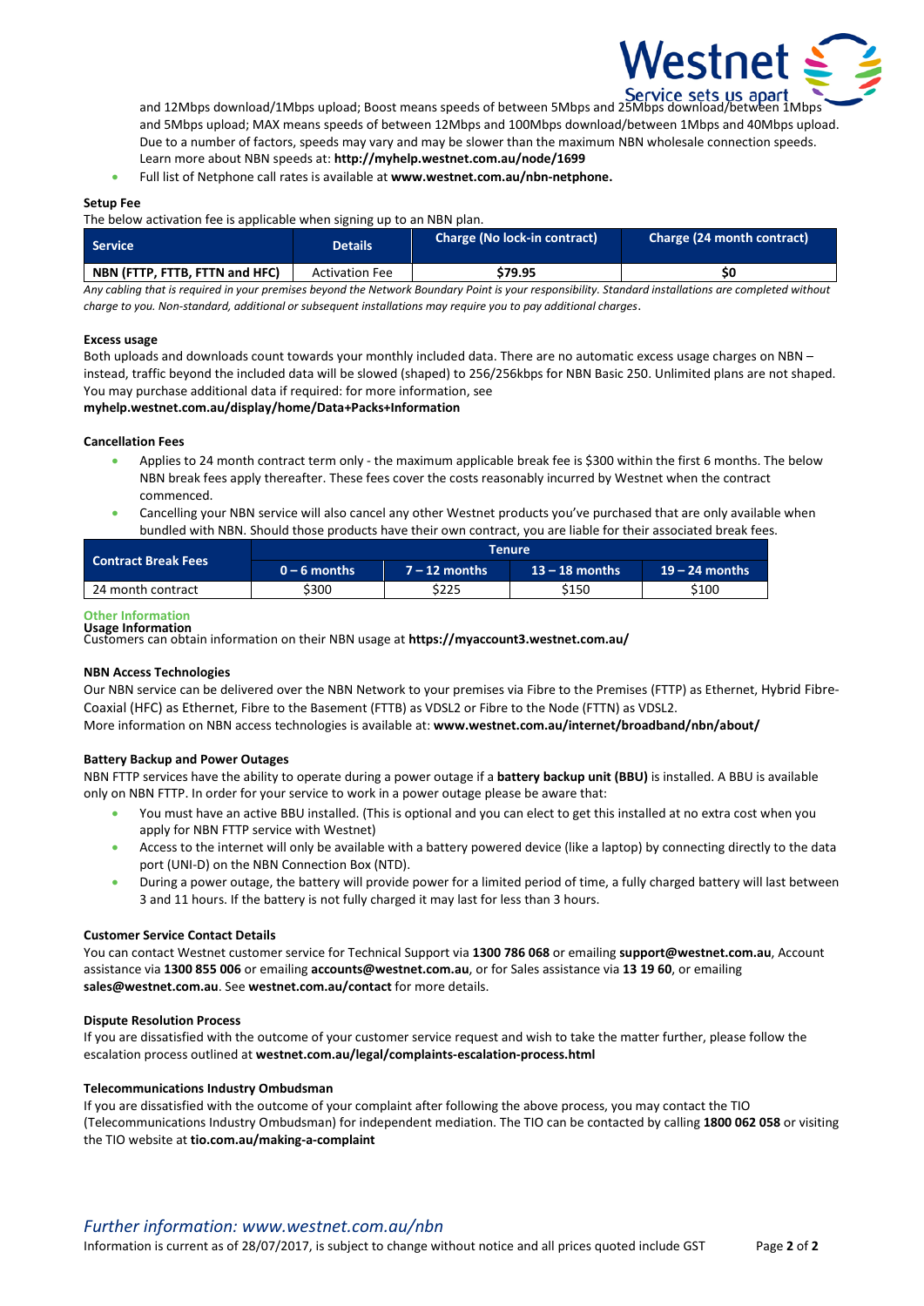and 12Mbps download/1Mbps upload; Boost means speeds of between 5Mbps and 25Mbps download/between 1Mbps and 5Mbps upload; MAX means speeds of between 12Mbps and 100Mbps download/between 1Mbps and 40Mbps upload. Due to a number of factors, speeds may vary and may be slower than the maximum NBN wholesale connection speeds. Learn more about NBN speeds at: **http://myhelp.westnet.com.au/node/1699**

- Full list of Netphone call rates is available at **www.westnet.com.au/nbn-netphone.**

**Setup Fee**

The below activation fee is applicable when signing up to an NBN plan.

| Service | Details | Charge (No lock-in contract) | Charge (24 month contract) |
|---|---|---|---|
| **NBN (FTTP, FTTB, FTTN and HFC)** | Activation Fee | **$79.95** | **$0** |

*Any cabling that is required in your premises beyond the Network Boundary Point is your responsibility. Standard installations are completed without charge to you. Non-standard, additional or subsequent installations may require you to pay additional charges.*

**Excess usage**

Both uploads and downloads count towards your monthly included data. There are no automatic excess usage charges on NBN – instead, traffic beyond the included data will be slowed (shaped) to 256/256kbps for NBN Basic 250. Unlimited plans are not shaped. You may purchase additional data if required: for more information, see **myhelp.westnet.com.au/display/home/Data+Packs+Information**

**Cancellation Fees**

- Applies to 24 month contract term only - the maximum applicable break fee is $300 within the first 6 months. The below NBN break fees apply thereafter. These fees cover the costs reasonably incurred by Westnet when the contract commenced.
- Cancelling your NBN service will also cancel any other Westnet products you've purchased that are only available when bundled with NBN. Should those products have their own contract, you are liable for their associated break fees.

| Contract Break Fees | Tenure | | | |
|---|---|---|---|---|
| | 0 – 6 months | 7 – 12 months | 13 – 18 months | 19 – 24 months |
| 24 month contract | $300 | $225 | $150 | $100 |

**Other Information**

**Usage Information**

Customers can obtain information on their NBN usage at **https://myaccount3.westnet.com.au/**

**NBN Access Technologies**

Our NBN service can be delivered over the NBN Network to your premises via Fibre to the Premises (FTTP) as Ethernet, Hybrid Fibre-Coaxial (HFC) as Ethernet, Fibre to the Basement (FTTB) as VDSL2 or Fibre to the Node (FTTN) as VDSL2.
More information on NBN access technologies is available at: **www.westnet.com.au/internet/broadband/nbn/about/**

**Battery Backup and Power Outages**

NBN FTTP services have the ability to operate during a power outage if a **battery backup unit (BBU)** is installed. A BBU is available only on NBN FTTP. In order for your service to work in a power outage please be aware that:

- You must have an active BBU installed. (This is optional and you can elect to get this installed at no extra cost when you apply for NBN FTTP service with Westnet)
- Access to the internet will only be available with a battery powered device (like a laptop) by connecting directly to the data port (UNI-D) on the NBN Connection Box (NTD).
- During a power outage, the battery will provide power for a limited period of time, a fully charged battery will last between 3 and 11 hours. If the battery is not fully charged it may last for less than 3 hours.

**Customer Service Contact Details**

You can contact Westnet customer service for Technical Support via **1300 786 068** or emailing **support@westnet.com.au**, Account assistance via **1300 855 006** or emailing **accounts@westnet.com.au**, or for Sales assistance via **13 19 60**, or emailing **sales@westnet.com.au**. See **westnet.com.au/contact** for more details.

**Dispute Resolution Process**

If you are dissatisfied with the outcome of your customer service request and wish to take the matter further, please follow the escalation process outlined at **westnet.com.au/legal/complaints-escalation-process.html**

**Telecommunications Industry Ombudsman**

If you are dissatisfied with the outcome of your complaint after following the above process, you may contact the TIO (Telecommunications Industry Ombudsman) for independent mediation. The TIO can be contacted by calling **1800 062 058** or visiting the TIO website at **tio.com.au/making-a-complaint**

*Further information: www.westnet.com.au/nbn*

Information is current as of 28/07/2017, is subject to change without notice and all prices quoted include GST